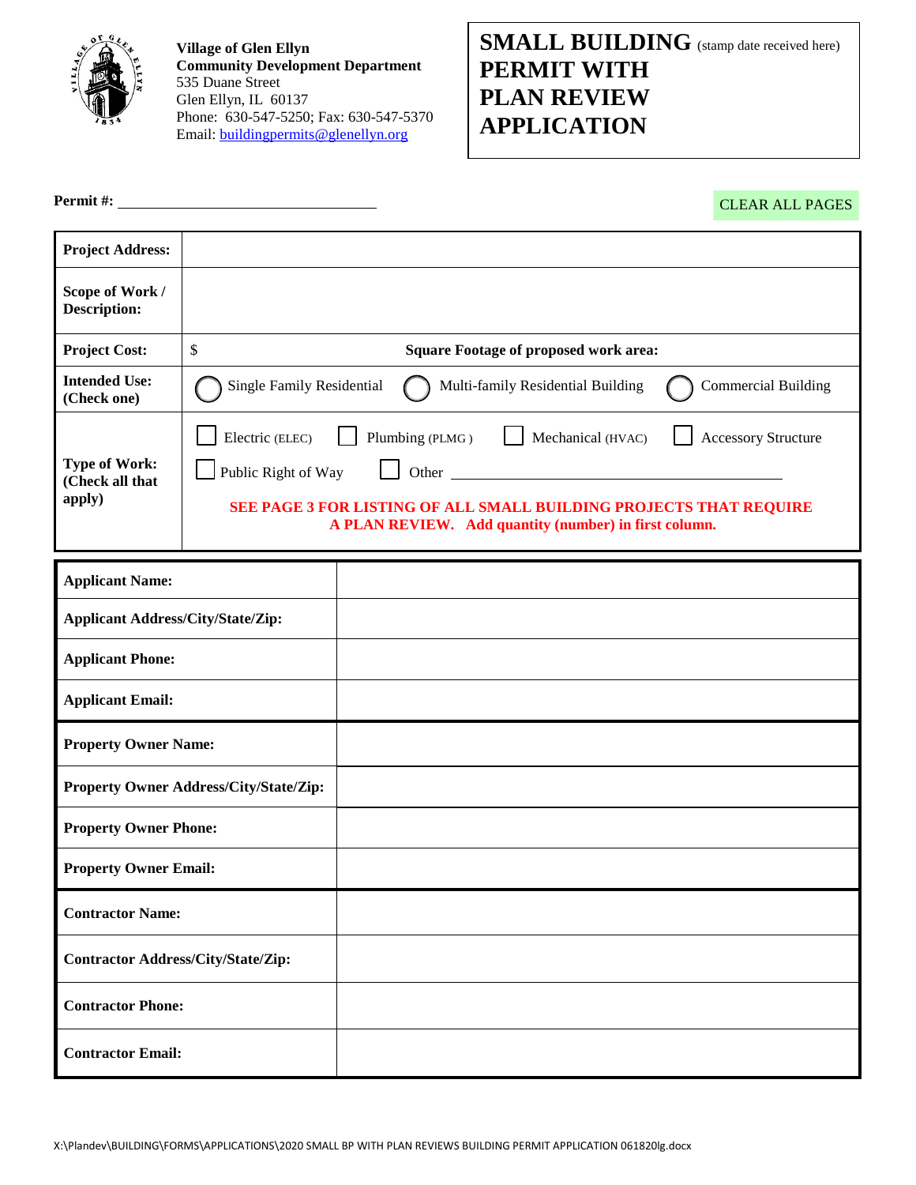Village of Glen Ellyn
**Community Development Department**
535 Duane Street
Glen Ellyn, IL 60137
Phone: 630-547-5250; Fax: 630-547-5370
Email: buildingpermits@glenellyn.org

# SMALL BUILDING PERMIT WITH PLAN REVIEW APPLICATION

(stamp date received here)

**Permit #:** ____________________

CLEAR ALL PAGES

| **Project Address:** | |
|---|---|
| **Scope of Work / Description:** | |
| **Project Cost:** | $ **Square Footage of proposed work area:** |
| **Intended Use: (Check one)** | ◯ Single Family Residential ◯ Multi-family Residential Building ◯ Commercial Building |
| **Type of Work: (Check all that apply)** | ☐ Electric (ELEC) ☐ Plumbing (PLMG) ☐ Mechanical (HVAC) ☐ Accessory Structure ☐ Public Right of Way ☐ Other ____________ **SEE PAGE 3 FOR LISTING OF ALL SMALL BUILDING PROJECTS THAT REQUIRE A PLAN REVIEW. Add quantity (number) in first column.** |

| **Applicant Name:** | |
|---|---|
| **Applicant Address/City/State/Zip:** | |
| **Applicant Phone:** | |
| **Applicant Email:** | |
| **Property Owner Name:** | |
| **Property Owner Address/City/State/Zip:** | |
| **Property Owner Phone:** | |
| **Property Owner Email:** | |
| **Contractor Name:** | |
| **Contractor Address/City/State/Zip:** | |
| **Contractor Phone:** | |
| **Contractor Email:** | |

X:\Plandev\BUILDING\FORMS\APPLICATIONS\2020 SMALL BP WITH PLAN REVIEWS BUILDING PERMIT APPLICATION 061820lg.docx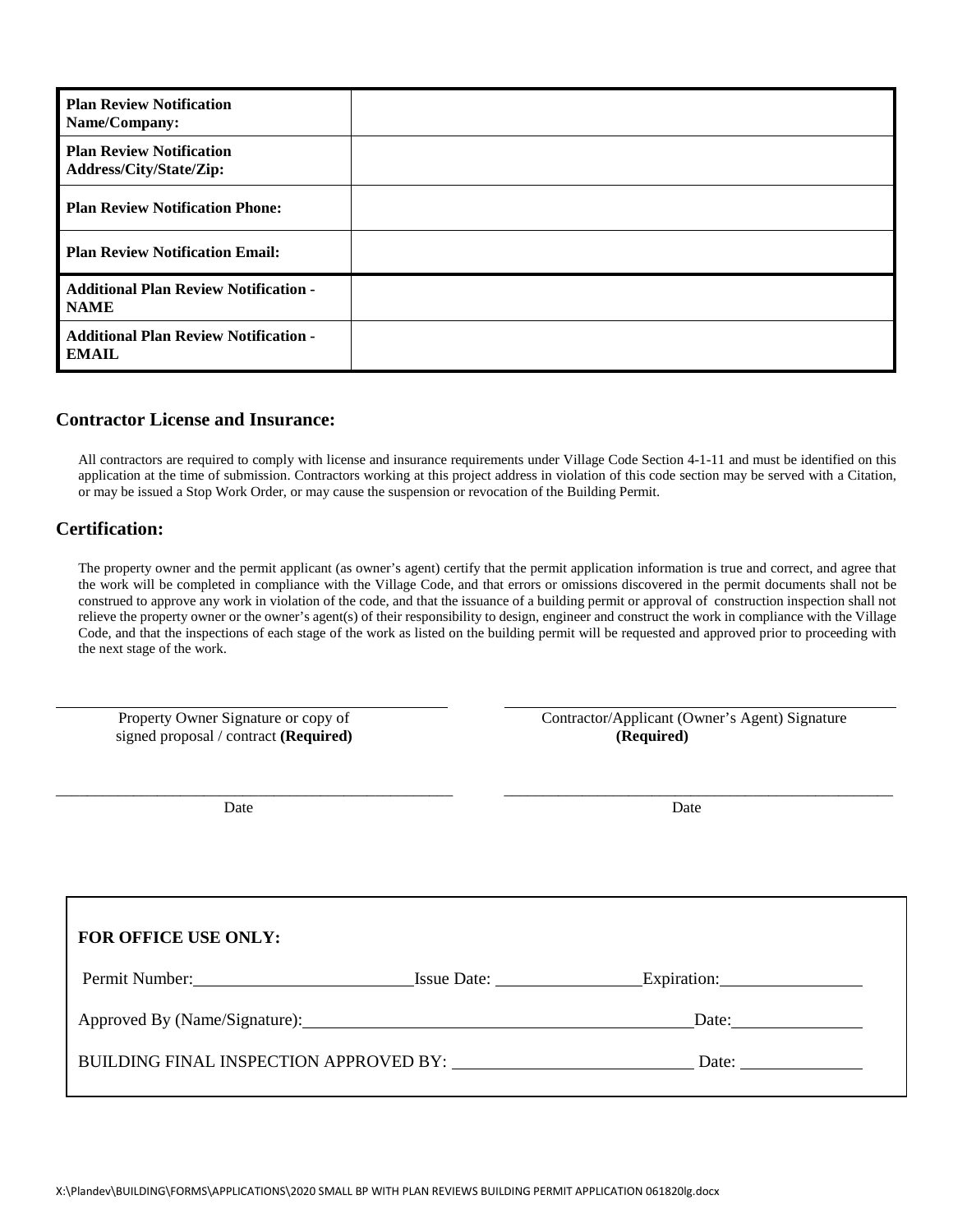| | |
|---|---|
| **Plan Review Notification Name/Company:** | |
| **Plan Review Notification Address/City/State/Zip:** | |
| **Plan Review Notification Phone:** | |
| **Plan Review Notification Email:** | |
| **Additional Plan Review Notification - NAME** | |
| **Additional Plan Review Notification - EMAIL** | |

## Contractor License and Insurance:

All contractors are required to comply with license and insurance requirements under Village Code Section 4-1-11 and must be identified on this application at the time of submission. Contractors working at this project address in violation of this code section may be served with a Citation, or may be issued a Stop Work Order, or may cause the suspension or revocation of the Building Permit.

## Certification:

The property owner and the permit applicant (as owner's agent) certify that the permit application information is true and correct, and agree that the work will be completed in compliance with the Village Code, and that errors or omissions discovered in the permit documents shall not be construed to approve any work in violation of the code, and that the issuance of a building permit or approval of construction inspection shall not relieve the property owner or the owner's agent(s) of their responsibility to design, engineer and construct the work in compliance with the Village Code, and that the inspections of each stage of the work as listed on the building permit will be requested and approved prior to proceeding with the next stage of the work.

_______________________________________
Property Owner Signature or copy of signed proposal / contract **(Required)**

_______________________________________
Date

_______________________________________
Contractor/Applicant (Owner's Agent) Signature **(Required)**

_______________________________________
Date

**FOR OFFICE USE ONLY:**

Permit Number: ____________________ Issue Date: ______________ Expiration: ______________

Approved By (Name/Signature): ________________________________________ Date: ______________

BUILDING FINAL INSPECTION APPROVED BY: ________________________ Date: ______________

X:\Plandev\BUILDING\FORMS\APPLICATIONS\2020 SMALL BP WITH PLAN REVIEWS BUILDING PERMIT APPLICATION 061820lg.docx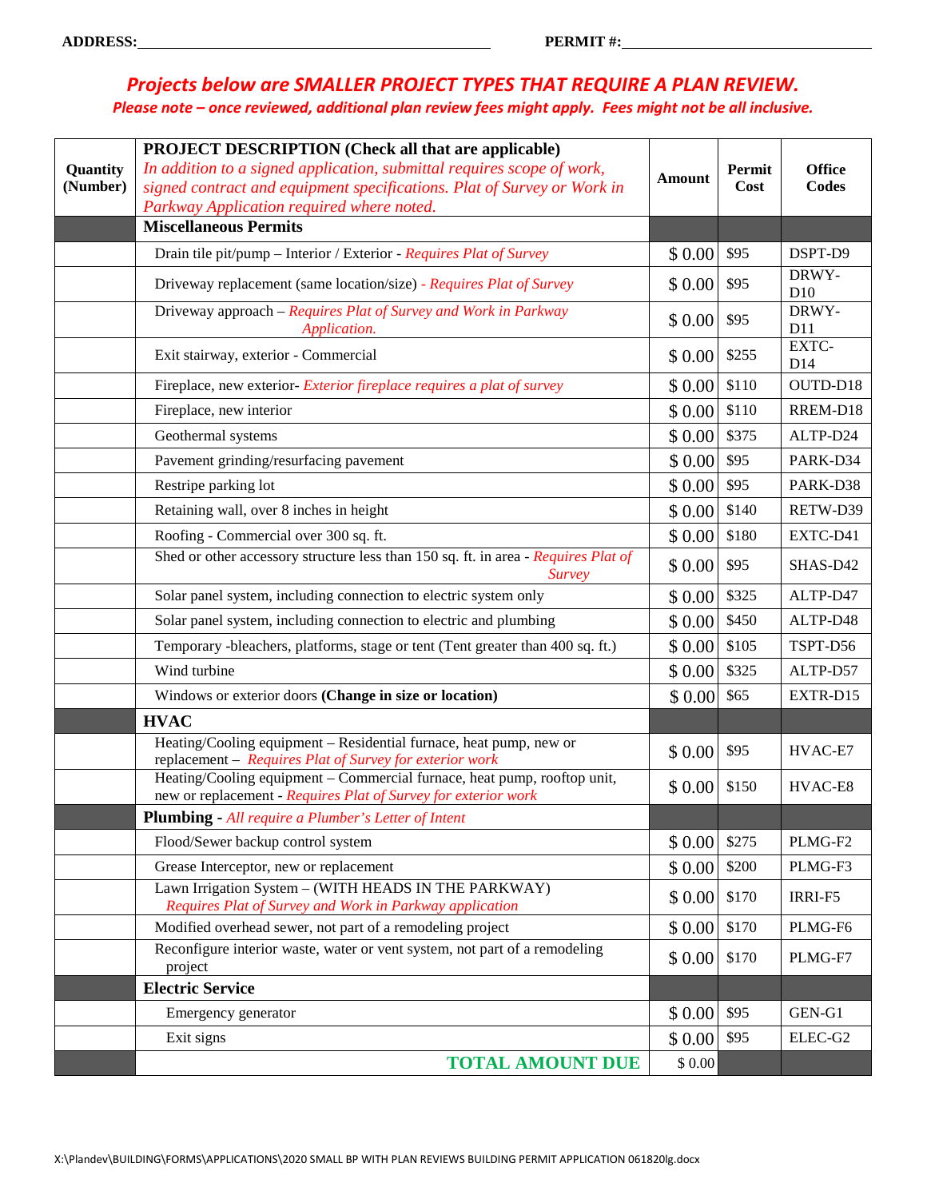**ADDRESS:** ______________________________ **PERMIT #:** ______________________________

## *Projects below are SMALLER PROJECT TYPES THAT REQUIRE A PLAN REVIEW.*

***Please note – once reviewed, additional plan review fees might apply. Fees might not be all inclusive.***

| Quantity (Number) | PROJECT DESCRIPTION (Check all that are applicable) *In addition to a signed application, submittal requires scope of work, signed contract and equipment specifications. Plat of Survey or Work in Parkway Application required where noted.* | Amount | Permit Cost | Office Codes |
|---|---|---|---|---|
| | **Miscellaneous Permits** | | | |
| | Drain tile pit/pump – Interior / Exterior - *Requires Plat of Survey* | $ 0.00 | $95 | DSPT-D9 |
| | Driveway replacement (same location/size) - *Requires Plat of Survey* | $ 0.00 | $95 | DRWY-D10 |
| | Driveway approach – *Requires Plat of Survey and Work in Parkway Application.* | $ 0.00 | $95 | DRWY-D11 |
| | Exit stairway, exterior - Commercial | $ 0.00 | $255 | EXTC-D14 |
| | Fireplace, new exterior- *Exterior fireplace requires a plat of survey* | $ 0.00 | $110 | OUTD-D18 |
| | Fireplace, new interior | $ 0.00 | $110 | RREM-D18 |
| | Geothermal systems | $ 0.00 | $375 | ALTP-D24 |
| | Pavement grinding/resurfacing pavement | $ 0.00 | $95 | PARK-D34 |
| | Restripe parking lot | $ 0.00 | $95 | PARK-D38 |
| | Retaining wall, over 8 inches in height | $ 0.00 | $140 | RETW-D39 |
| | Roofing - Commercial over 300 sq. ft. | $ 0.00 | $180 | EXTC-D41 |
| | Shed or other accessory structure less than 150 sq. ft. in area - *Requires Plat of Survey* | $ 0.00 | $95 | SHAS-D42 |
| | Solar panel system, including connection to electric system only | $ 0.00 | $325 | ALTP-D47 |
| | Solar panel system, including connection to electric and plumbing | $ 0.00 | $450 | ALTP-D48 |
| | Temporary -bleachers, platforms, stage or tent (Tent greater than 400 sq. ft.) | $ 0.00 | $105 | TSPT-D56 |
| | Wind turbine | $ 0.00 | $325 | ALTP-D57 |
| | Windows or exterior doors **(Change in size or location)** | $ 0.00 | $65 | EXTR-D15 |
| | **HVAC** | | | |
| | Heating/Cooling equipment – Residential furnace, heat pump, new or replacement – *Requires Plat of Survey for exterior work* | $ 0.00 | $95 | HVAC-E7 |
| | Heating/Cooling equipment – Commercial furnace, heat pump, rooftop unit, new or replacement - *Requires Plat of Survey for exterior work* | $ 0.00 | $150 | HVAC-E8 |
| | **Plumbing** - *All require a Plumber's Letter of Intent* | | | |
| | Flood/Sewer backup control system | $ 0.00 | $275 | PLMG-F2 |
| | Grease Interceptor, new or replacement | $ 0.00 | $200 | PLMG-F3 |
| | Lawn Irrigation System – (WITH HEADS IN THE PARKWAY) *Requires Plat of Survey and Work in Parkway application* | $ 0.00 | $170 | IRRI-F5 |
| | Modified overhead sewer, not part of a remodeling project | $ 0.00 | $170 | PLMG-F6 |
| | Reconfigure interior waste, water or vent system, not part of a remodeling project | $ 0.00 | $170 | PLMG-F7 |
| | **Electric Service** | | | |
| | Emergency generator | $ 0.00 | $95 | GEN-G1 |
| | Exit signs | $ 0.00 | $95 | ELEC-G2 |
| | **TOTAL AMOUNT DUE** | $ 0.00 | | |

X:\Plandev\BUILDING\FORMS\APPLICATIONS\2020 SMALL BP WITH PLAN REVIEWS BUILDING PERMIT APPLICATION 061820lg.docx